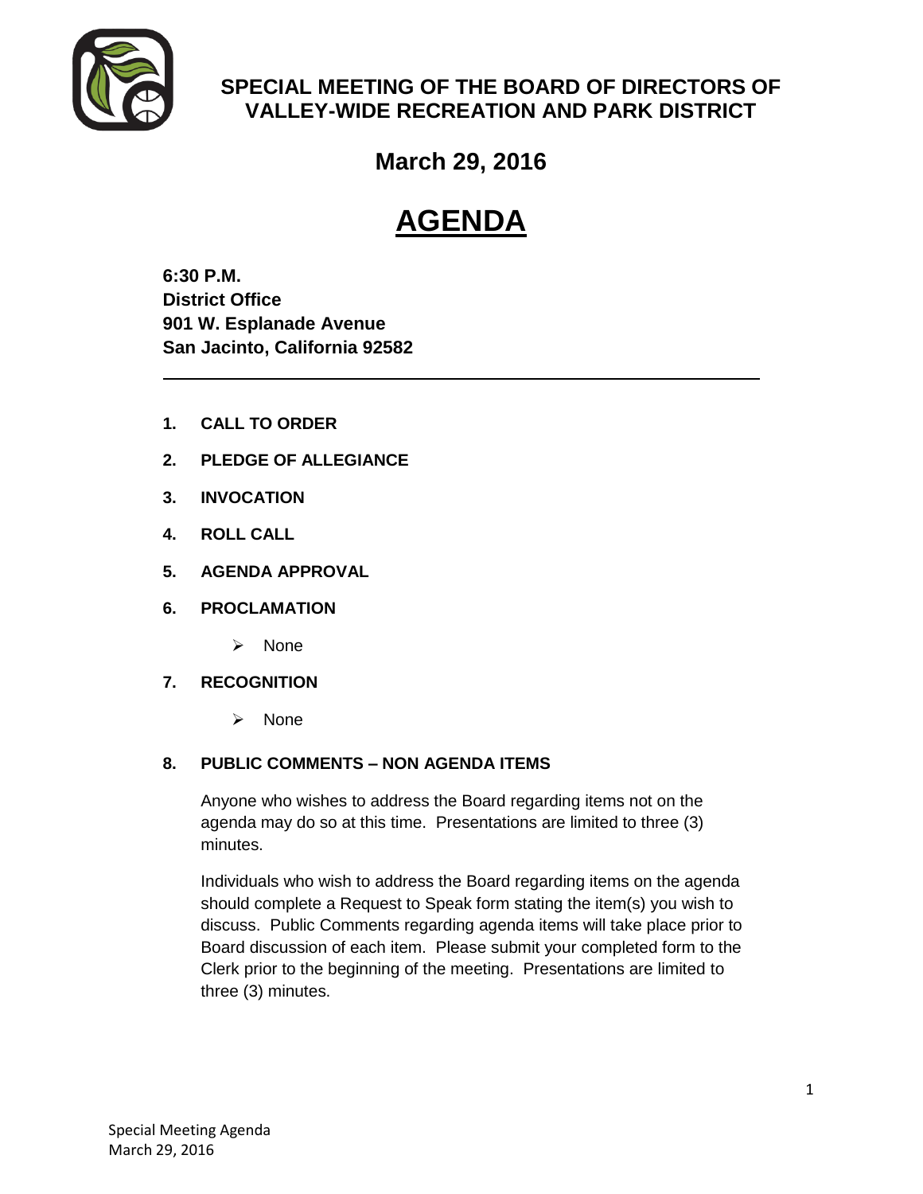# SPECIAL MEETING OF THE BOARD OF DIRECTORS OF VALLEY-WIDE RECREATION AND PARK DISTRICT

## March 29, 2016

# AGENDA

**6:30 P.M.**
**District Office**
**901 W. Esplanade Avenue**
**San Jacinto, California 92582**

---

1. **CALL TO ORDER**
2. **PLEDGE OF ALLEGIANCE**
3. **INVOCATION**
4. **ROLL CALL**
5. **AGENDA APPROVAL**
6. **PROCLAMATION**
   - None
7. **RECOGNITION**
   - None
8. **PUBLIC COMMENTS – NON AGENDA ITEMS**

   Anyone who wishes to address the Board regarding items not on the agenda may do so at this time. Presentations are limited to three (3) minutes.

   Individuals who wish to address the Board regarding items on the agenda should complete a Request to Speak form stating the item(s) you wish to discuss. Public Comments regarding agenda items will take place prior to Board discussion of each item. Please submit your completed form to the Clerk prior to the beginning of the meeting. Presentations are limited to three (3) minutes.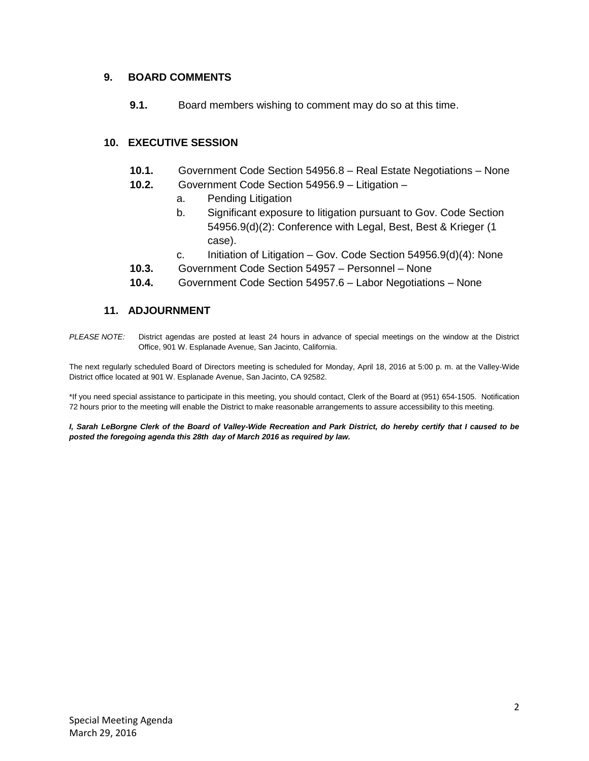## 9. BOARD COMMENTS

**9.1.** Board members wishing to comment may do so at this time.

## 10. EXECUTIVE SESSION

**10.1.** Government Code Section 54956.8 – Real Estate Negotiations – None

**10.2.** Government Code Section 54956.9 – Litigation –

a. Pending Litigation

b. Significant exposure to litigation pursuant to Gov. Code Section 54956.9(d)(2): Conference with Legal, Best, Best & Krieger (1 case).

c. Initiation of Litigation – Gov. Code Section 54956.9(d)(4): None

**10.3.** Government Code Section 54957 – Personnel – None

**10.4.** Government Code Section 54957.6 – Labor Negotiations – None

## 11. ADJOURNMENT

*PLEASE NOTE:* District agendas are posted at least 24 hours in advance of special meetings on the window at the District Office, 901 W. Esplanade Avenue, San Jacinto, California.

The next regularly scheduled Board of Directors meeting is scheduled for Monday, April 18, 2016 at 5:00 p. m. at the Valley-Wide District office located at 901 W. Esplanade Avenue, San Jacinto, CA 92582.

*If you need special assistance to participate in this meeting, you should contact, Clerk of the Board at (951) 654-1505. Notification 72 hours prior to the meeting will enable the District to make reasonable arrangements to assure accessibility to this meeting.

***I, Sarah LeBorgne Clerk of the Board of Valley-Wide Recreation and Park District, do hereby certify that I caused to be posted the foregoing agenda this 28th day of March 2016 as required by law.***